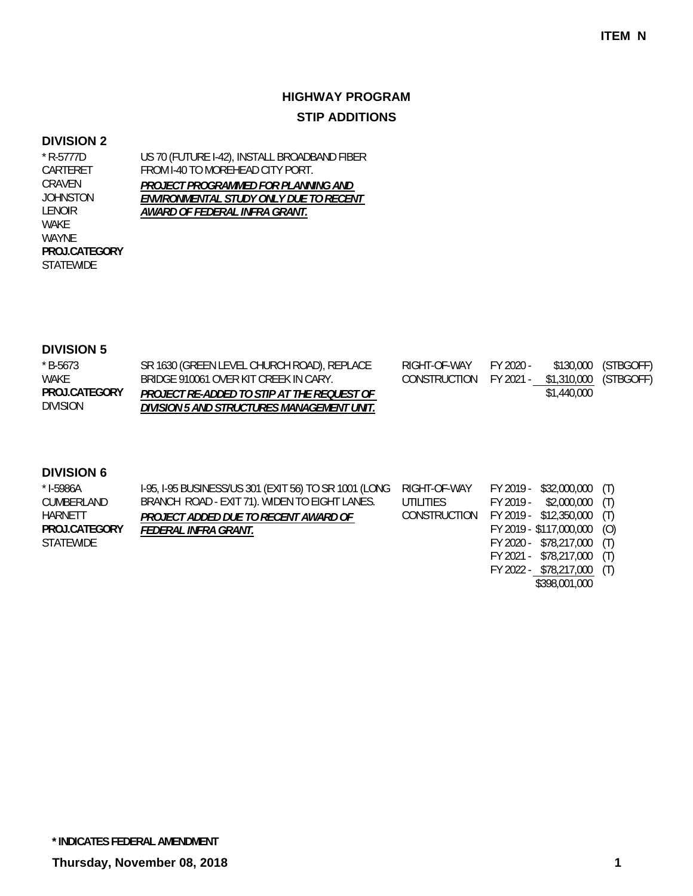**ITEM N**

# HIGHWAY PROGRAM

## STIP ADDITIONS

### DIVISION 2

| | | | | |
|---|---|---|---|---|
| * R-5777D<br>CARTERET<br>CRAVEN<br>JOHNSTON<br>LENOIR<br>WAKE<br>WAYNE<br>**PROJ.CATEGORY**<br>STATEWIDE | US 70 (FUTURE I-42), INSTALL BROADBAND FIBER FROM I-40 TO MOREHEAD CITY PORT.<br>***PROJECT PROGRAMMED FOR PLANNING AND ENVIRONMENTAL STUDY ONLY DUE TO RECENT AWARD OF FEDERAL INFRA GRANT.*** | | | |

### DIVISION 5

| | | | | |
|---|---|---|---|---|
| * B-5673<br>WAKE<br>**PROJ.CATEGORY**<br>DIVISION | SR 1630 (GREEN LEVEL CHURCH ROAD), REPLACE BRIDGE 910061 OVER KIT CREEK IN CARY.<br>***PROJECT RE-ADDED TO STIP AT THE REQUEST OF DIVISION 5 AND STRUCTURES MANAGEMENT UNIT.*** | RIGHT-OF-WAY<br>CONSTRUCTION | FY 2020 - $130,000<br>FY 2021 - $1,310,000<br>$1,440,000 | (STBGOFF)<br>(STBGOFF) |

### DIVISION 6

| | | | | |
|---|---|---|---|---|
| * I-5986A<br>CUMBERLAND<br>HARNETT<br>**PROJ.CATEGORY**<br>STATEWIDE | I-95, I-95 BUSINESS/US 301 (EXIT 56) TO SR 1001 (LONG BRANCH ROAD - EXIT 71). WIDEN TO EIGHT LANES.<br>***PROJECT ADDED DUE TO RECENT AWARD OF FEDERAL INFRA GRANT.*** | RIGHT-OF-WAY<br>UTILITIES<br>CONSTRUCTION | FY 2019 - $32,000,000<br>FY 2019 - $2,000,000<br>FY 2019 - $12,350,000<br>FY 2019 - $117,000,000<br>FY 2020 - $78,217,000<br>FY 2021 - $78,217,000<br>FY 2022 - $78,217,000<br>$398,001,000 | (T)<br>(T)<br>(T)<br>(O)<br>(T)<br>(T)<br>(T) |

**\* INDICATES FEDERAL AMENDMENT**

**Thursday, November 08, 2018**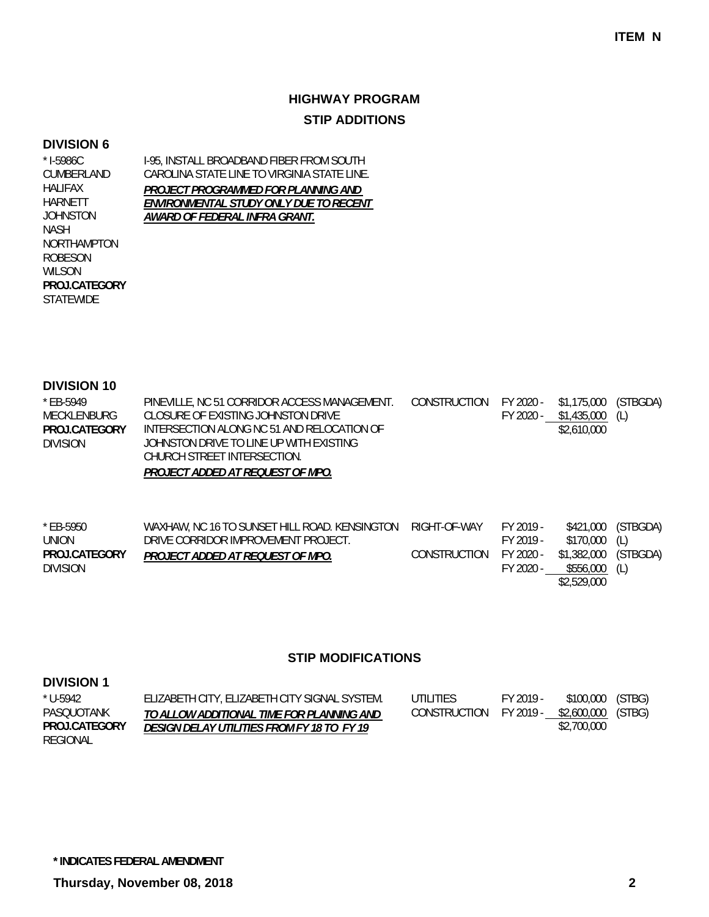ITEM N

# HIGHWAY PROGRAM

## STIP ADDITIONS

### DIVISION 6

| Project | Description | Work Type | FY | Amount | Fund |
|---|---|---|---|---|---|
| * I-5986C<br>CUMBERLAND<br>HALIFAX<br>HARNETT<br>JOHNSTON<br>NASH<br>NORTHAMPTON<br>ROBESON<br>WILSON<br>**PROJ.CATEGORY**<br>STATEWIDE | I-95, INSTALL BROADBAND FIBER FROM SOUTH CAROLINA STATE LINE TO VIRGINIA STATE LINE.<br>***PROJECT PROGRAMMED FOR PLANNING AND ENVIRONMENTAL STUDY ONLY DUE TO RECENT AWARD OF FEDERAL INFRA GRANT.*** | | | | |

### DIVISION 10

| Project | Description | Work Type | FY | Amount | Fund |
|---|---|---|---|---|---|
| * EB-5949<br>MECKLENBURG<br>**PROJ.CATEGORY**<br>DIVISION | PINEVILLE, NC 51 CORRIDOR ACCESS MANAGEMENT. CLOSURE OF EXISTING JOHNSTON DRIVE INTERSECTION ALONG NC 51 AND RELOCATION OF JOHNSTON DRIVE TO LINE UP WITH EXISTING CHURCH STREET INTERSECTION.<br>***PROJECT ADDED AT REQUEST OF MPO.*** | CONSTRUCTION | FY 2020 - | $1,175,000 | (STBGDA) |
| | | | FY 2020 - | $1,435,000 | (L) |
| | | | | $2,610,000 | |
| * EB-5950<br>UNION<br>**PROJ.CATEGORY**<br>DIVISION | WAXHAW, NC 16 TO SUNSET HILL ROAD. KENSINGTON DRIVE CORRIDOR IMPROVEMENT PROJECT.<br>***PROJECT ADDED AT REQUEST OF MPO.*** | RIGHT-OF-WAY | FY 2019 - | $421,000 | (STBGDA) |
| | | | FY 2019 - | $170,000 | (L) |
| | | CONSTRUCTION | FY 2020 - | $1,382,000 | (STBGDA) |
| | | | FY 2020 - | $556,000 | (L) |
| | | | | $2,529,000 | |

## STIP MODIFICATIONS

### DIVISION 1

| Project | Description | Work Type | FY | Amount | Fund |
|---|---|---|---|---|---|
| * U-5942<br>PASQUOTANK<br>**PROJ.CATEGORY**<br>REGIONAL | ELIZABETH CITY, ELIZABETH CITY SIGNAL SYSTEM.<br>***TO ALLOW ADDITIONAL TIME FOR PLANNING AND DESIGN DELAY UTILITIES FROM FY 18 TO FY 19*** | UTILITIES | FY 2019 - | $100,000 | (STBG) |
| | | CONSTRUCTION | FY 2019 - | $2,600,000 | (STBG) |
| | | | | $2,700,000 | |

**\* INDICATES FEDERAL AMENDMENT**

**Thursday, November 08, 2018**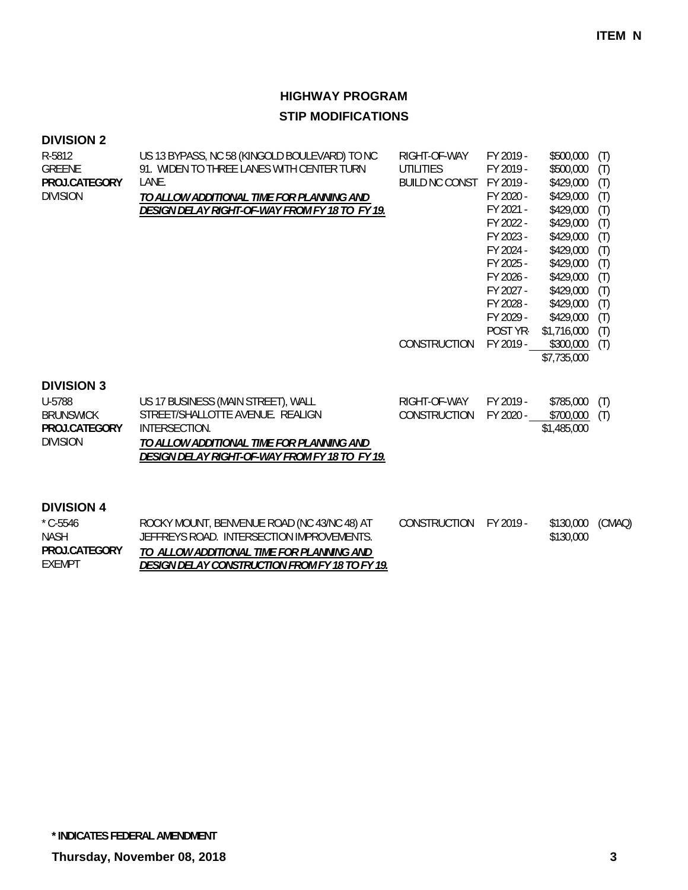ITEM N

# HIGHWAY PROGRAM

## STIP MODIFICATIONS

### DIVISION 2

| Project | Description | Work Type | Fiscal Year | Amount | Fund |
|---|---|---|---|---|---|
| R-5812<br>GREENE<br>**PROJ.CATEGORY**<br>DIVISION | US 13 BYPASS, NC 58 (KINGOLD BOULEVARD) TO NC 91. WIDEN TO THREE LANES WITH CENTER TURN LANE.<br>***TO ALLOW ADDITIONAL TIME FOR PLANNING AND DESIGN DELAY RIGHT-OF-WAY FROM FY 18 TO FY 19.*** | RIGHT-OF-WAY | FY 2019 - | $500,000 | (T) |
| | | UTILITIES | FY 2019 - | $500,000 | (T) |
| | | BUILD NC CONST | FY 2019 - | $429,000 | (T) |
| | | | FY 2020 - | $429,000 | (T) |
| | | | FY 2021 - | $429,000 | (T) |
| | | | FY 2022 - | $429,000 | (T) |
| | | | FY 2023 - | $429,000 | (T) |
| | | | FY 2024 - | $429,000 | (T) |
| | | | FY 2025 - | $429,000 | (T) |
| | | | FY 2026 - | $429,000 | (T) |
| | | | FY 2027 - | $429,000 | (T) |
| | | | FY 2028 - | $429,000 | (T) |
| | | | FY 2029 - | $429,000 | (T) |
| | | | POST YR- | $1,716,000 | (T) |
| | | CONSTRUCTION | FY 2019 - | $300,000 | (T) |
| | | | | $7,735,000 | |

### DIVISION 3

| Project | Description | Work Type | Fiscal Year | Amount | Fund |
|---|---|---|---|---|---|
| U-5788<br>BRUNSWICK<br>**PROJ.CATEGORY**<br>DIVISION | US 17 BUSINESS (MAIN STREET), WALL STREET/SHALLOTTE AVENUE. REALIGN INTERSECTION.<br>***TO ALLOW ADDITIONAL TIME FOR PLANNING AND DESIGN DELAY RIGHT-OF-WAY FROM FY 18 TO FY 19.*** | RIGHT-OF-WAY | FY 2019 - | $785,000 | (T) |
| | | CONSTRUCTION | FY 2020 - | $700,000 | (T) |
| | | | | $1,485,000 | |

### DIVISION 4

| Project | Description | Work Type | Fiscal Year | Amount | Fund |
|---|---|---|---|---|---|
| * C-5546<br>NASH<br>**PROJ.CATEGORY**<br>EXEMPT | ROCKY MOUNT, BENVENUE ROAD (NC 43/NC 48) AT JEFFREYS ROAD. INTERSECTION IMPROVEMENTS.<br>***TO ALLOW ADDITIONAL TIME FOR PLANNING AND DESIGN DELAY CONSTRUCTION FROM FY 18 TO FY 19.*** | CONSTRUCTION | FY 2019 - | $130,000 | (CMAQ) |
| | | | | $130,000 | |

**\* INDICATES FEDERAL AMENDMENT**

**Thursday, November 08, 2018**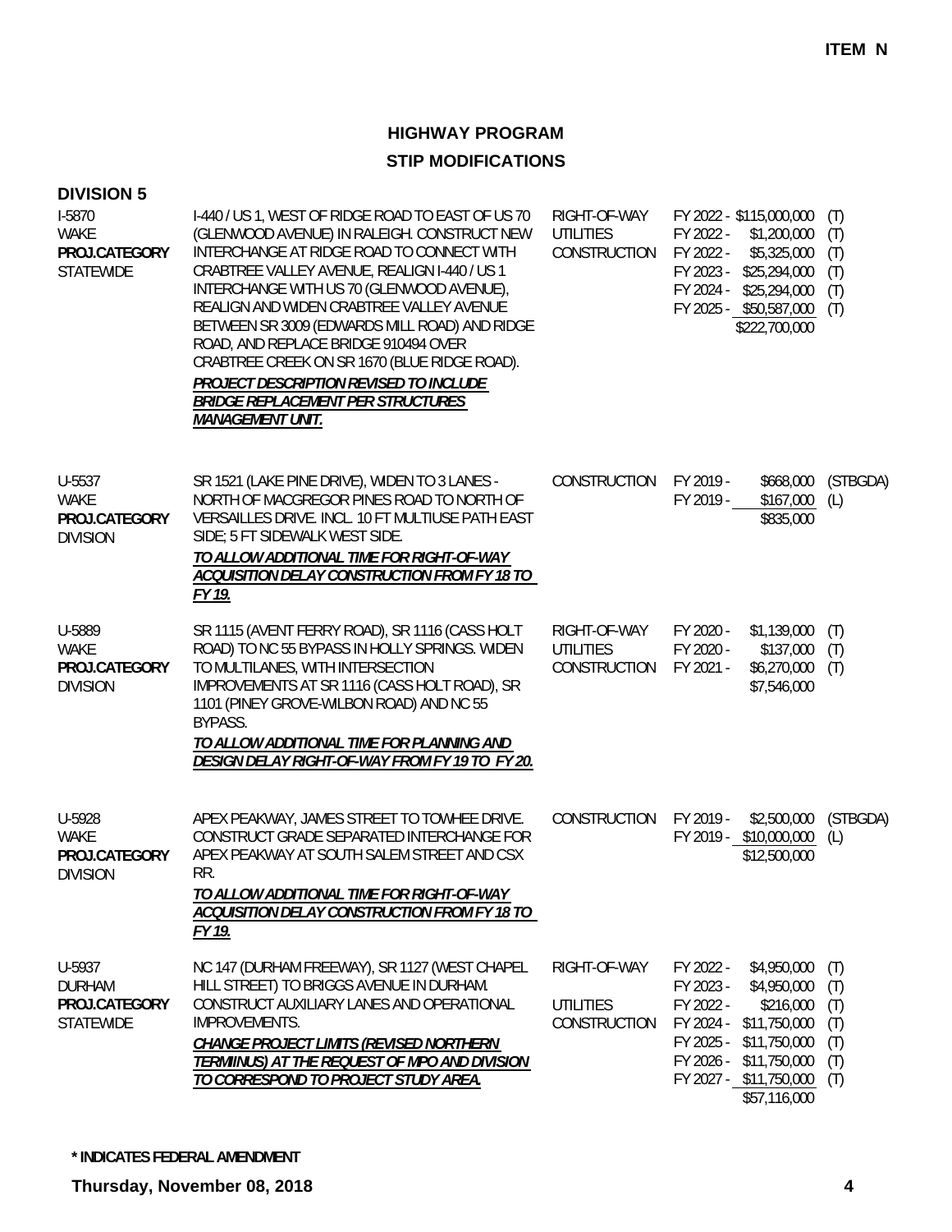**ITEM N**

# HIGHWAY PROGRAM

## STIP MODIFICATIONS

### DIVISION 5

| Project | Description | Phase | Funding | |
|---|---|---|---|---|
| I-5870<br>WAKE<br>**PROJ.CATEGORY**<br>STATEWIDE | I-440 / US 1, WEST OF RIDGE ROAD TO EAST OF US 70 (GLENWOOD AVENUE) IN RALEIGH. CONSTRUCT NEW INTERCHANGE AT RIDGE ROAD TO CONNECT WITH CRABTREE VALLEY AVENUE, REALIGN I-440 / US 1 INTERCHANGE WITH US 70 (GLENWOOD AVENUE), REALIGN AND WIDEN CRABTREE VALLEY AVENUE BETWEEN SR 3009 (EDWARDS MILL ROAD) AND RIDGE ROAD, AND REPLACE BRIDGE 910494 OVER CRABTREE CREEK ON SR 1670 (BLUE RIDGE ROAD).<br>***PROJECT DESCRIPTION REVISED TO INCLUDE BRIDGE REPLACEMENT PER STRUCTURES MANAGEMENT UNIT.*** | RIGHT-OF-WAY<br>UTILITIES<br>CONSTRUCTION | FY 2022 - $115,000,000<br>FY 2022 - $1,200,000<br>FY 2022 - $5,325,000<br>FY 2023 - $25,294,000<br>FY 2024 - $25,294,000<br>FY 2025 - $50,587,000<br>$222,700,000 | (T)<br>(T)<br>(T)<br>(T)<br>(T)<br>(T) |
| U-5537<br>WAKE<br>**PROJ.CATEGORY**<br>DIVISION | SR 1521 (LAKE PINE DRIVE), WIDEN TO 3 LANES - NORTH OF MACGREGOR PINES ROAD TO NORTH OF VERSAILLES DRIVE. INCL. 10 FT MULTIUSE PATH EAST SIDE; 5 FT SIDEWALK WEST SIDE.<br>***TO ALLOW ADDITIONAL TIME FOR RIGHT-OF-WAY ACQUISITION DELAY CONSTRUCTION FROM FY 18 TO FY 19.*** | CONSTRUCTION | FY 2019 - $668,000<br>FY 2019 - $167,000<br>$835,000 | (STBGDA)<br>(L) |
| U-5889<br>WAKE<br>**PROJ.CATEGORY**<br>DIVISION | SR 1115 (AVENT FERRY ROAD), SR 1116 (CASS HOLT ROAD) TO NC 55 BYPASS IN HOLLY SPRINGS. WIDEN TO MULTILANES, WITH INTERSECTION IMPROVEMENTS AT SR 1116 (CASS HOLT ROAD), SR 1101 (PINEY GROVE-WILBON ROAD) AND NC 55 BYPASS.<br>***TO ALLOW ADDITIONAL TIME FOR PLANNING AND DESIGN DELAY RIGHT-OF-WAY FROM FY 19 TO FY 20.*** | RIGHT-OF-WAY<br>UTILITIES<br>CONSTRUCTION | FY 2020 - $1,139,000<br>FY 2020 - $137,000<br>FY 2021 - $6,270,000<br>$7,546,000 | (T)<br>(T)<br>(T) |
| U-5928<br>WAKE<br>**PROJ.CATEGORY**<br>DIVISION | APEX PEAKWAY, JAMES STREET TO TOWHEE DRIVE. CONSTRUCT GRADE SEPARATED INTERCHANGE FOR APEX PEAKWAY AT SOUTH SALEM STREET AND CSX RR.<br>***TO ALLOW ADDITIONAL TIME FOR RIGHT-OF-WAY ACQUISITION DELAY CONSTRUCTION FROM FY 18 TO FY 19.*** | CONSTRUCTION | FY 2019 - $2,500,000<br>FY 2019 - $10,000,000<br>$12,500,000 | (STBGDA)<br>(L) |
| U-5937<br>DURHAM<br>**PROJ.CATEGORY**<br>STATEWIDE | NC 147 (DURHAM FREEWAY), SR 1127 (WEST CHAPEL HILL STREET) TO BRIGGS AVENUE IN DURHAM. CONSTRUCT AUXILIARY LANES AND OPERATIONAL IMPROVEMENTS.<br>***CHANGE PROJECT LIMITS (REVISED NORTHERN TERMIINUS) AT THE REQUEST OF MPO AND DIVISION TO CORRESPOND TO PROJECT STUDY AREA.*** | RIGHT-OF-WAY<br><br>UTILITIES<br>CONSTRUCTION | FY 2022 - $4,950,000<br>FY 2023 - $4,950,000<br>FY 2022 - $216,000<br>FY 2024 - $11,750,000<br>FY 2025 - $11,750,000<br>FY 2026 - $11,750,000<br>FY 2027 - $11,750,000<br>$57,116,000 | (T)<br>(T)<br>(T)<br>(T)<br>(T)<br>(T)<br>(T) |

**\* INDICATES FEDERAL AMENDMENT**

**Thursday, November 08, 2018**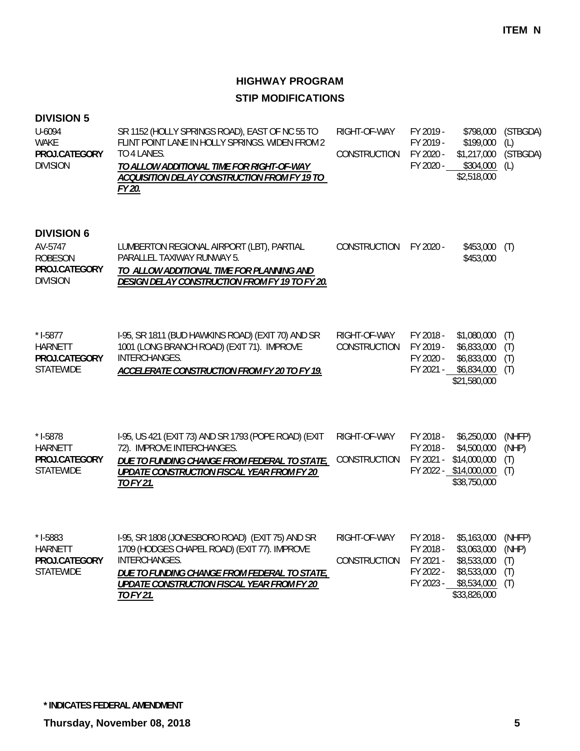**ITEM N**

# HIGHWAY PROGRAM

## STIP MODIFICATIONS

### DIVISION 5

| | | | | | |
|---|---|---|---|---|---|
| U-6094<br>WAKE<br>**PROJ.CATEGORY**<br>DIVISION | SR 1152 (HOLLY SPRINGS ROAD), EAST OF NC 55 TO FLINT POINT LANE IN HOLLY SPRINGS. WIDEN FROM 2 TO 4 LANES.<br>***TO ALLOW ADDITIONAL TIME FOR RIGHT-OF-WAY ACQUISITION DELAY CONSTRUCTION FROM FY 19 TO FY 20.*** | RIGHT-OF-WAY<br><br>CONSTRUCTION | FY 2019 -<br>FY 2019 -<br>FY 2020 -<br>FY 2020 - | $798,000<br>$199,000<br>$1,217,000<br>$304,000<br>$2,518,000 | (STBGDA)<br>(L)<br>(STBGDA)<br>(L) |

### DIVISION 6

| | | | | | |
|---|---|---|---|---|---|
| AV-5747<br>ROBESON<br>**PROJ.CATEGORY**<br>DIVISION | LUMBERTON REGIONAL AIRPORT (LBT), PARTIAL PARALLEL TAXIWAY RUNWAY 5.<br>***TO ALLOW ADDITIONAL TIME FOR PLANNING AND DESIGN DELAY CONSTRUCTION FROM FY 19 TO FY 20.*** | CONSTRUCTION | FY 2020 - | $453,000<br>$453,000 | (T) |
| * I-5877<br>HARNETT<br>**PROJ.CATEGORY**<br>STATEWIDE | I-95, SR 1811 (BUD HAWKINS ROAD) (EXIT 70) AND SR 1001 (LONG BRANCH ROAD) (EXIT 71). IMPROVE INTERCHANGES.<br>***ACCELERATE CONSTRUCTION FROM FY 20 TO FY 19.*** | RIGHT-OF-WAY<br>CONSTRUCTION | FY 2018 -<br>FY 2019 -<br>FY 2020 -<br>FY 2021 - | $1,080,000<br>$6,833,000<br>$6,833,000<br>$6,834,000<br>$21,580,000 | (T)<br>(T)<br>(T)<br>(T) |
| * I-5878<br>HARNETT<br>**PROJ.CATEGORY**<br>STATEWIDE | I-95, US 421 (EXIT 73) AND SR 1793 (POPE ROAD) (EXIT 72). IMPROVE INTERCHANGES.<br>***DUE TO FUNDING CHANGE FROM FEDERAL TO STATE, UPDATE CONSTRUCTION FISCAL YEAR FROM FY 20 TO FY 21.*** | RIGHT-OF-WAY<br><br>CONSTRUCTION | FY 2018 -<br>FY 2018 -<br>FY 2021 -<br>FY 2022 - | $6,250,000<br>$4,500,000<br>$14,000,000<br>$14,000,000<br>$38,750,000 | (NHFP)<br>(NHP)<br>(T)<br>(T) |
| * I-5883<br>HARNETT<br>**PROJ.CATEGORY**<br>STATEWIDE | I-95, SR 1808 (JONESBORO ROAD) (EXIT 75) AND SR 1709 (HODGES CHAPEL ROAD) (EXIT 77). IMPROVE INTERCHANGES.<br>***DUE TO FUNDING CHANGE FROM FEDERAL TO STATE, UPDATE CONSTRUCTION FISCAL YEAR FROM FY 20 TO FY 21.*** | RIGHT-OF-WAY<br><br>CONSTRUCTION | FY 2018 -<br>FY 2018 -<br>FY 2021 -<br>FY 2022 -<br>FY 2023 - | $5,163,000<br>$3,063,000<br>$8,533,000<br>$8,533,000<br>$8,534,000<br>$33,826,000 | (NHFP)<br>(NHP)<br>(T)<br>(T)<br>(T) |

**\* INDICATES FEDERAL AMENDMENT**

**Thursday, November 08, 2018**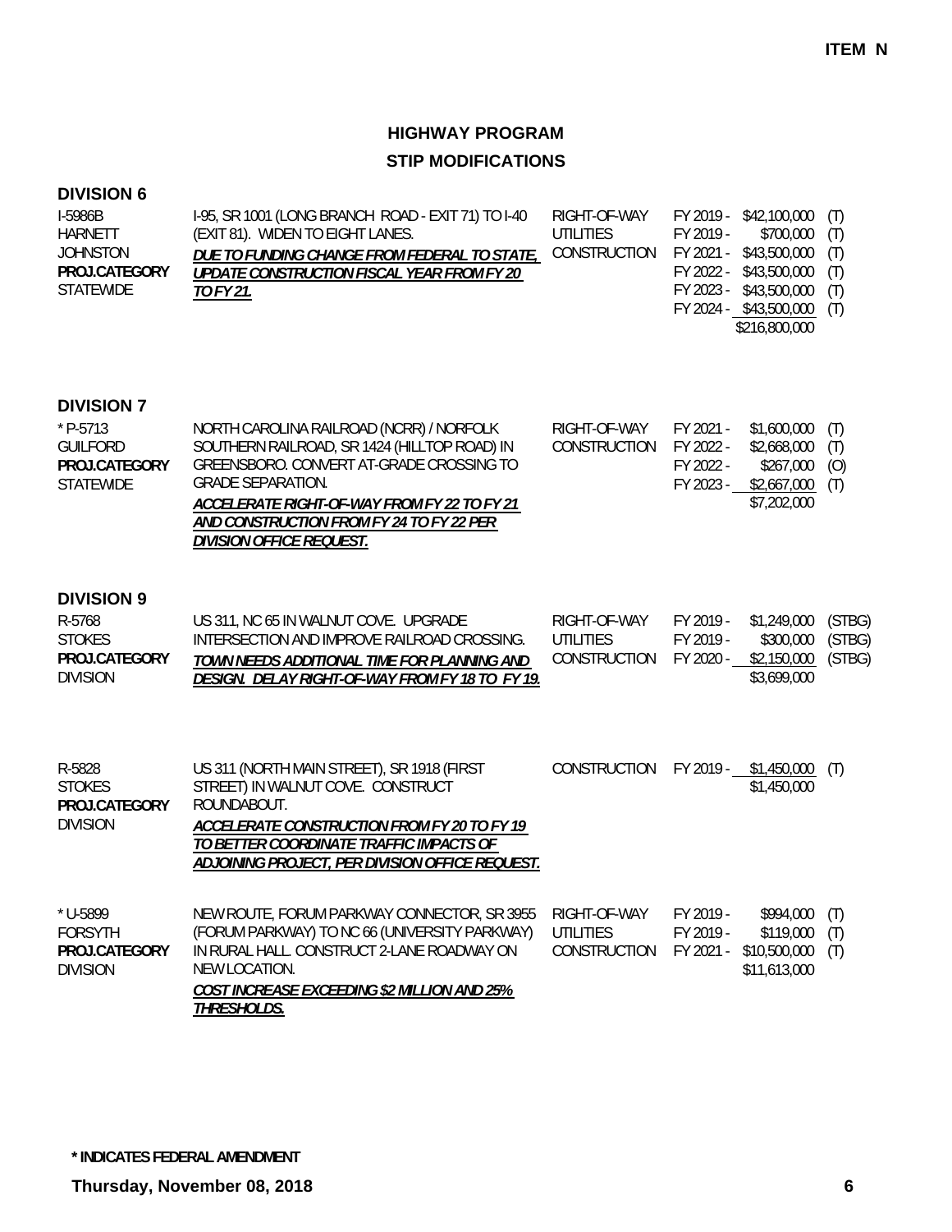**ITEM N**

# HIGHWAY PROGRAM

## STIP MODIFICATIONS

### DIVISION 6

| Project | Description | Phase | Fiscal Year | Amount | Source |
|---|---|---|---|---|---|
| I-5986B<br>HARNETT<br>JOHNSTON<br>**PROJ.CATEGORY**<br>STATEWIDE | I-95, SR 1001 (LONG BRANCH ROAD - EXIT 71) TO I-40 (EXIT 81). WIDEN TO EIGHT LANES.<br>***DUE TO FUNDING CHANGE FROM FEDERAL TO STATE, UPDATE CONSTRUCTION FISCAL YEAR FROM FY 20 TO FY 21.*** | RIGHT-OF-WAY | FY 2019 - | $42,100,000 | (T) |
| | | UTILITIES | FY 2019 - | $700,000 | (T) |
| | | CONSTRUCTION | FY 2021 - | $43,500,000 | (T) |
| | | | FY 2022 - | $43,500,000 | (T) |
| | | | FY 2023 - | $43,500,000 | (T) |
| | | | FY 2024 - | $43,500,000 | (T) |
| | | | | $216,800,000 | |

### DIVISION 7

| Project | Description | Phase | Fiscal Year | Amount | Source |
|---|---|---|---|---|---|
| * P-5713<br>GUILFORD<br>**PROJ.CATEGORY**<br>STATEWIDE | NORTH CAROLINA RAILROAD (NCRR) / NORFOLK SOUTHERN RAILROAD, SR 1424 (HILLTOP ROAD) IN GREENSBORO. CONVERT AT-GRADE CROSSING TO GRADE SEPARATION.<br>***ACCELERATE RIGHT-OF-WAY FROM FY 22 TO FY 21 AND CONSTRUCTION FROM FY 24 TO FY 22 PER DIVISION OFFICE REQUEST.*** | RIGHT-OF-WAY | FY 2021 - | $1,600,000 | (T) |
| | | CONSTRUCTION | FY 2022 - | $2,668,000 | (T) |
| | | | FY 2022 - | $267,000 | (O) |
| | | | FY 2023 - | $2,667,000 | (T) |
| | | | | $7,202,000 | |

### DIVISION 9

| Project | Description | Phase | Fiscal Year | Amount | Source |
|---|---|---|---|---|---|
| R-5768<br>STOKES<br>**PROJ.CATEGORY**<br>DIVISION | US 311, NC 65 IN WALNUT COVE. UPGRADE INTERSECTION AND IMPROVE RAILROAD CROSSING.<br>***TOWN NEEDS ADDITIONAL TIME FOR PLANNING AND DESIGN. DELAY RIGHT-OF-WAY FROM FY 18 TO FY 19.*** | RIGHT-OF-WAY | FY 2019 - | $1,249,000 | (STBG) |
| | | UTILITIES | FY 2019 - | $300,000 | (STBG) |
| | | CONSTRUCTION | FY 2020 - | $2,150,000 | (STBG) |
| | | | | $3,699,000 | |
| R-5828<br>STOKES<br>**PROJ.CATEGORY**<br>DIVISION | US 311 (NORTH MAIN STREET), SR 1918 (FIRST STREET) IN WALNUT COVE. CONSTRUCT ROUNDABOUT.<br>***ACCELERATE CONSTRUCTION FROM FY 20 TO FY 19 TO BETTER COORDINATE TRAFFIC IMPACTS OF ADJOINING PROJECT, PER DIVISION OFFICE REQUEST.*** | CONSTRUCTION | FY 2019 - | $1,450,000 | (T) |
| | | | | $1,450,000 | |
| * U-5899<br>FORSYTH<br>**PROJ.CATEGORY**<br>DIVISION | NEW ROUTE, FORUM PARKWAY CONNECTOR, SR 3955 (FORUM PARKWAY) TO NC 66 (UNIVERSITY PARKWAY) IN RURAL HALL. CONSTRUCT 2-LANE ROADWAY ON NEW LOCATION.<br>***COST INCREASE EXCEEDING $2 MILLION AND 25% THRESHOLDS.*** | RIGHT-OF-WAY | FY 2019 - | $994,000 | (T) |
| | | UTILITIES | FY 2019 - | $119,000 | (T) |
| | | CONSTRUCTION | FY 2021 - | $10,500,000 | (T) |
| | | | | $11,613,000 | |

**\* INDICATES FEDERAL AMENDMENT**

**Thursday, November 08, 2018**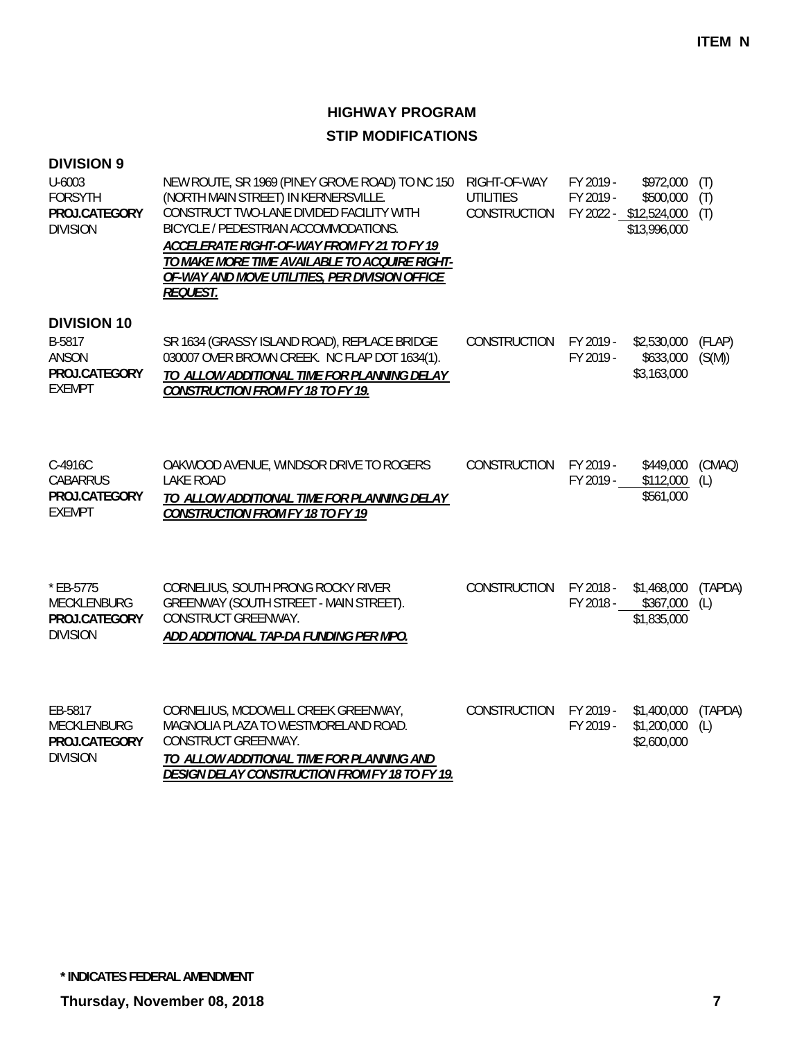**ITEM N**

# HIGHWAY PROGRAM

## STIP MODIFICATIONS

### DIVISION 9

| | | | | | |
|---|---|---|---|---|---|
| U-6003<br>FORSYTH<br>**PROJ.CATEGORY**<br>DIVISION | NEW ROUTE, SR 1969 (PINEY GROVE ROAD) TO NC 150 (NORTH MAIN STREET) IN KERNERSVILLE. CONSTRUCT TWO-LANE DIVIDED FACILITY WITH BICYCLE / PEDESTRIAN ACCOMMODATIONS.<br>***ACCELERATE RIGHT-OF-WAY FROM FY 21 TO FY 19 TO MAKE MORE TIME AVAILABLE TO ACQUIRE RIGHT-OF-WAY AND MOVE UTILITIES, PER DIVISION OFFICE REQUEST.*** | RIGHT-OF-WAY<br>UTILITIES<br>CONSTRUCTION | FY 2019 -<br>FY 2019 -<br>FY 2022 - | \$972,000<br>\$500,000<br>\$12,524,000<br>\$13,996,000 | (T)<br>(T)<br>(T) |

### DIVISION 10

| | | | | | |
|---|---|---|---|---|---|
| B-5817<br>ANSON<br>**PROJ.CATEGORY**<br>EXEMPT | SR 1634 (GRASSY ISLAND ROAD), REPLACE BRIDGE 030007 OVER BROWN CREEK. NC FLAP DOT 1634(1).<br>***TO ALLOW ADDITIONAL TIME FOR PLANNING DELAY CONSTRUCTION FROM FY 18 TO FY 19.*** | CONSTRUCTION | FY 2019 -<br>FY 2019 - | \$2,530,000<br>\$633,000<br>\$3,163,000 | (FLAP)<br>(S(M)) |
| C-4916C<br>CABARRUS<br>**PROJ.CATEGORY**<br>EXEMPT | OAKWOOD AVENUE, WINDSOR DRIVE TO ROGERS LAKE ROAD<br>***TO ALLOW ADDITIONAL TIME FOR PLANNING DELAY CONSTRUCTION FROM FY 18 TO FY 19*** | CONSTRUCTION | FY 2019 -<br>FY 2019 - | \$449,000<br>\$112,000<br>\$561,000 | (CMAQ)<br>(L) |
| * EB-5775<br>MECKLENBURG<br>**PROJ.CATEGORY**<br>DIVISION | CORNELIUS, SOUTH PRONG ROCKY RIVER GREENWAY (SOUTH STREET - MAIN STREET). CONSTRUCT GREENWAY.<br>***ADD ADDITIONAL TAP-DA FUNDING PER MPO.*** | CONSTRUCTION | FY 2018 -<br>FY 2018 - | \$1,468,000<br>\$367,000<br>\$1,835,000 | (TAPDA)<br>(L) |
| EB-5817<br>MECKLENBURG<br>**PROJ.CATEGORY**<br>DIVISION | CORNELIUS, MCDOWELL CREEK GREENWAY, MAGNOLIA PLAZA TO WESTMORELAND ROAD. CONSTRUCT GREENWAY.<br>***TO ALLOW ADDITIONAL TIME FOR PLANNING AND DESIGN DELAY CONSTRUCTION FROM FY 18 TO FY 19.*** | CONSTRUCTION | FY 2019 -<br>FY 2019 - | \$1,400,000<br>\$1,200,000<br>\$2,600,000 | (TAPDA)<br>(L) |

**\* INDICATES FEDERAL AMENDMENT**

**Thursday, November 08, 2018**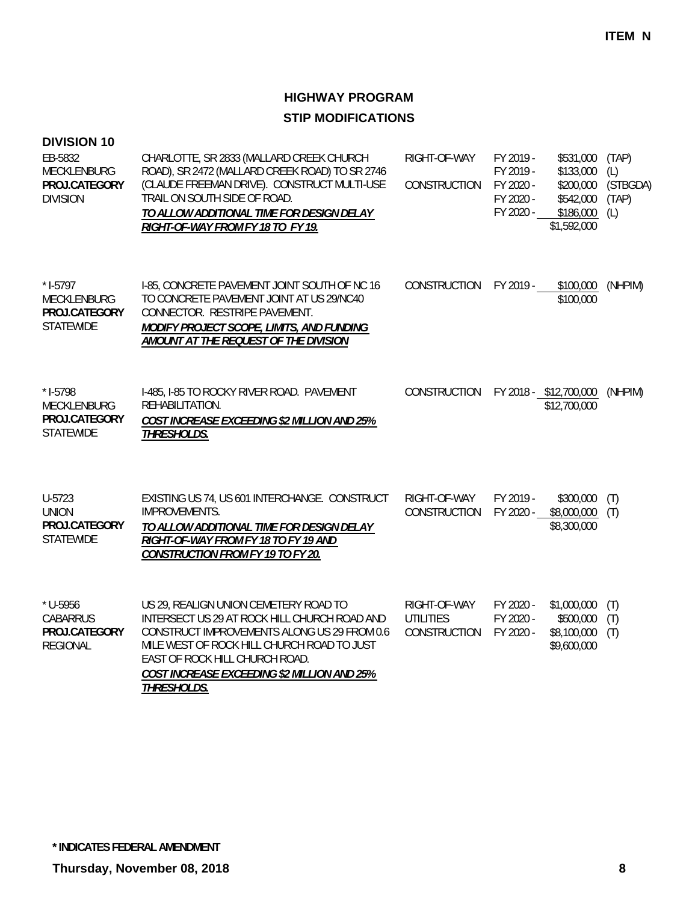**ITEM N**

## HIGHWAY PROGRAM
## STIP MODIFICATIONS

### DIVISION 10

| Project | Description | Work Type | Fiscal Year | Amount | Fund |
|---|---|---|---|---|---|
| EB-5832<br>MECKLENBURG<br>**PROJ.CATEGORY**<br>DIVISION | CHARLOTTE, SR 2833 (MALLARD CREEK CHURCH ROAD), SR 2472 (MALLARD CREEK ROAD) TO SR 2746 (CLAUDE FREEMAN DRIVE). CONSTRUCT MULTI-USE TRAIL ON SOUTH SIDE OF ROAD.<br>***TO ALLOW ADDITIONAL TIME FOR DESIGN DELAY RIGHT-OF-WAY FROM FY 18 TO FY 19.*** | RIGHT-OF-WAY | FY 2019 - | $531,000 | (TAP) |
| | | | FY 2019 - | $133,000 | (L) |
| | | CONSTRUCTION | FY 2020 - | $200,000 | (STBGDA) |
| | | | FY 2020 - | $542,000 | (TAP) |
| | | | FY 2020 - | $186,000 | (L) |
| | | | | $1,592,000 | |
| * I-5797<br>MECKLENBURG<br>**PROJ.CATEGORY**<br>STATEWIDE | I-85, CONCRETE PAVEMENT JOINT SOUTH OF NC 16 TO CONCRETE PAVEMENT JOINT AT US 29/NC40 CONNECTOR. RESTRIPE PAVEMENT.<br>***MODIFY PROJECT SCOPE, LIMITS, AND FUNDING AMOUNT AT THE REQUEST OF THE DIVISION*** | CONSTRUCTION | FY 2019 - | $100,000 | (NHPIM) |
| | | | | $100,000 | |
| * I-5798<br>MECKLENBURG<br>**PROJ.CATEGORY**<br>STATEWIDE | I-485, I-85 TO ROCKY RIVER ROAD. PAVEMENT REHABILITATION.<br>***COST INCREASE EXCEEDING $2 MILLION AND 25% THRESHOLDS.*** | CONSTRUCTION | FY 2018 - | $12,700,000 | (NHPIM) |
| | | | | $12,700,000 | |
| U-5723<br>UNION<br>**PROJ.CATEGORY**<br>STATEWIDE | EXISTING US 74, US 601 INTERCHANGE. CONSTRUCT IMPROVEMENTS.<br>***TO ALLOW ADDITIONAL TIME FOR DESIGN DELAY RIGHT-OF-WAY FROM FY 18 TO FY 19 AND CONSTRUCTION FROM FY 19 TO FY 20.*** | RIGHT-OF-WAY | FY 2019 - | $300,000 | (T) |
| | | CONSTRUCTION | FY 2020 - | $8,000,000 | (T) |
| | | | | $8,300,000 | |
| * U-5956<br>CABARRUS<br>**PROJ.CATEGORY**<br>REGIONAL | US 29, REALIGN UNION CEMETERY ROAD TO INTERSECT US 29 AT ROCK HILL CHURCH ROAD AND CONSTRUCT IMPROVEMENTS ALONG US 29 FROM 0.6 MILE WEST OF ROCK HILL CHURCH ROAD TO JUST EAST OF ROCK HILL CHURCH ROAD.<br>***COST INCREASE EXCEEDING $2 MILLION AND 25% THRESHOLDS.*** | RIGHT-OF-WAY | FY 2020 - | $1,000,000 | (T) |
| | | UTILITIES | FY 2020 - | $500,000 | (T) |
| | | CONSTRUCTION | FY 2020 - | $8,100,000 | (T) |
| | | | | $9,600,000 | |

*** INDICATES FEDERAL AMENDMENT**

**Thursday, November 08, 2018**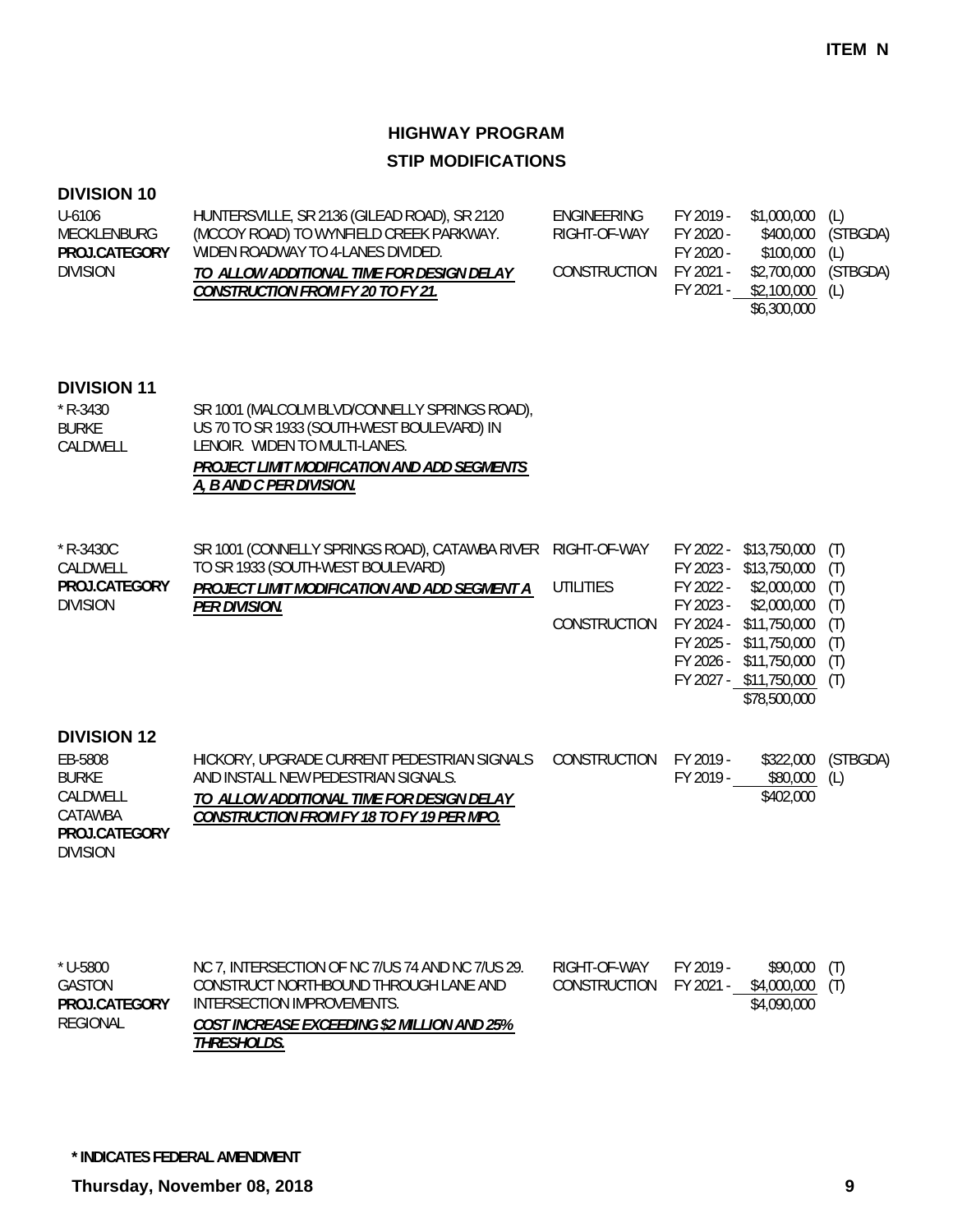**ITEM N**

# HIGHWAY PROGRAM

## STIP MODIFICATIONS

### DIVISION 10

| Project | Description | Phase | Fiscal Year | Amount | Source |
|---|---|---|---|---|---|
| U-6106<br>MECKLENBURG<br>**PROJ.CATEGORY**<br>DIVISION | HUNTERSVILLE, SR 2136 (GILEAD ROAD), SR 2120 (MCCOY ROAD) TO WYNFIELD CREEK PARKWAY. WIDEN ROADWAY TO 4-LANES DIVIDED.<br>***TO ALLOW ADDITIONAL TIME FOR DESIGN DELAY CONSTRUCTION FROM FY 20 TO FY 21.*** | ENGINEERING | FY 2019 - | $1,000,000 | (L) |
| | | RIGHT-OF-WAY | FY 2020 - | $400,000 | (STBGDA) |
| | | | FY 2020 - | $100,000 | (L) |
| | | CONSTRUCTION | FY 2021 - | $2,700,000 | (STBGDA) |
| | | | FY 2021 - | $2,100,000 | (L) |
| | | | | $6,300,000 | |

### DIVISION 11

| Project | Description | Phase | Fiscal Year | Amount | Source |
|---|---|---|---|---|---|
| * R-3430<br>BURKE<br>CALDWELL | SR 1001 (MALCOLM BLVD/CONNELLY SPRINGS ROAD), US 70 TO SR 1933 (SOUTH-WEST BOULEVARD) IN LENOIR. WIDEN TO MULTI-LANES.<br>***PROJECT LIMIT MODIFICATION AND ADD SEGMENTS A, B AND C PER DIVISION.*** | | | | |
| * R-3430C<br>CALDWELL<br>**PROJ.CATEGORY**<br>DIVISION | SR 1001 (CONNELLY SPRINGS ROAD), CATAWBA RIVER TO SR 1933 (SOUTH-WEST BOULEVARD)<br>***PROJECT LIMIT MODIFICATION AND ADD SEGMENT A PER DIVISION.*** | RIGHT-OF-WAY | FY 2022 - | $13,750,000 | (T) |
| | | | FY 2023 - | $13,750,000 | (T) |
| | | UTILITIES | FY 2022 - | $2,000,000 | (T) |
| | | | FY 2023 - | $2,000,000 | (T) |
| | | CONSTRUCTION | FY 2024 - | $11,750,000 | (T) |
| | | | FY 2025 - | $11,750,000 | (T) |
| | | | FY 2026 - | $11,750,000 | (T) |
| | | | FY 2027 - | $11,750,000 | (T) |
| | | | | $78,500,000 | |

### DIVISION 12

| Project | Description | Phase | Fiscal Year | Amount | Source |
|---|---|---|---|---|---|
| EB-5808<br>BURKE<br>CALDWELL<br>CATAWBA<br>**PROJ.CATEGORY**<br>DIVISION | HICKORY, UPGRADE CURRENT PEDESTRIAN SIGNALS AND INSTALL NEW PEDESTRIAN SIGNALS.<br>***TO ALLOW ADDITIONAL TIME FOR DESIGN DELAY CONSTRUCTION FROM FY 18 TO FY 19 PER MPO.*** | CONSTRUCTION | FY 2019 - | $322,000 | (STBGDA) |
| | | | FY 2019 - | $80,000 | (L) |
| | | | | $402,000 | |
| * U-5800<br>GASTON<br>**PROJ.CATEGORY**<br>REGIONAL | NC 7, INTERSECTION OF NC 7/US 74 AND NC 7/US 29. CONSTRUCT NORTHBOUND THROUGH LANE AND INTERSECTION IMPROVEMENTS.<br>***COST INCREASE EXCEEDING $2 MILLION AND 25% THRESHOLDS.*** | RIGHT-OF-WAY | FY 2019 - | $90,000 | (T) |
| | | CONSTRUCTION | FY 2021 - | $4,000,000 | (T) |
| | | | | $4,090,000 | |

**\* INDICATES FEDERAL AMENDMENT**

**Thursday, November 08, 2018**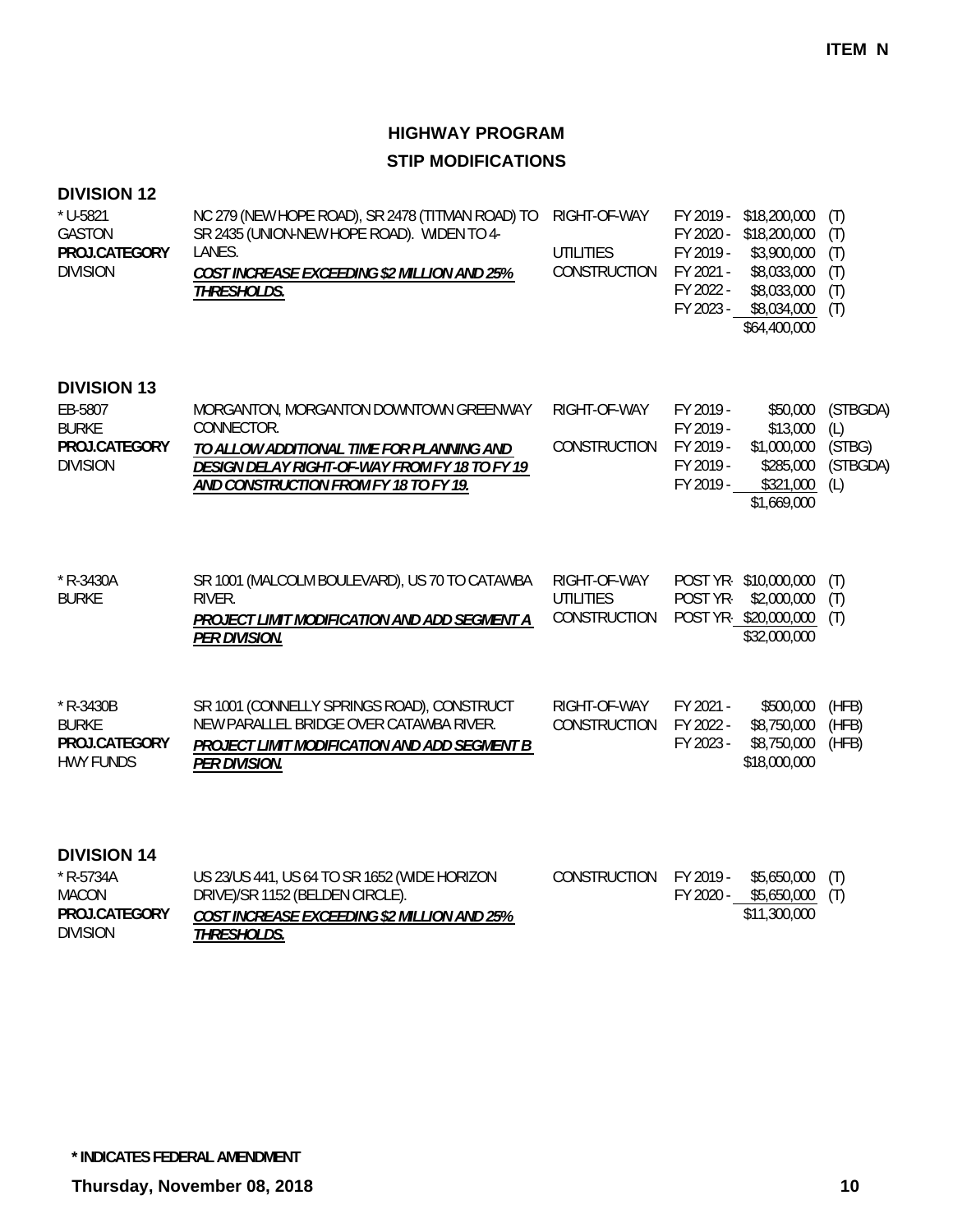**ITEM N**

# HIGHWAY PROGRAM

## STIP MODIFICATIONS

### DIVISION 12

| Project | Description | Phase | Fiscal Year | Amount | Source |
|---|---|---|---|---|---|
| * U-5821<br>GASTON<br>**PROJ.CATEGORY**<br>DIVISION | NC 279 (NEW HOPE ROAD), SR 2478 (TITMAN ROAD) TO SR 2435 (UNION-NEW HOPE ROAD). WIDEN TO 4-LANES.<br>***COST INCREASE EXCEEDING $2 MILLION AND 25% THRESHOLDS.*** | RIGHT-OF-WAY | FY 2019 - | $18,200,000 | (T) |
| | | | FY 2020 - | $18,200,000 | (T) |
| | | UTILITIES | FY 2019 - | $3,900,000 | (T) |
| | | CONSTRUCTION | FY 2021 - | $8,033,000 | (T) |
| | | | FY 2022 - | $8,033,000 | (T) |
| | | | FY 2023 - | $8,034,000 | (T) |
| | | | | $64,400,000 | |

### DIVISION 13

| Project | Description | Phase | Fiscal Year | Amount | Source |
|---|---|---|---|---|---|
| EB-5807<br>BURKE<br>**PROJ.CATEGORY**<br>DIVISION | MORGANTON, MORGANTON DOWNTOWN GREENWAY CONNECTOR.<br>***TO ALLOW ADDITIONAL TIME FOR PLANNING AND DESIGN DELAY RIGHT-OF-WAY FROM FY 18 TO FY 19 AND CONSTRUCTION FROM FY 18 TO FY 19.*** | RIGHT-OF-WAY | FY 2019 - | $50,000 | (STBGDA) |
| | | | FY 2019 - | $13,000 | (L) |
| | | CONSTRUCTION | FY 2019 - | $1,000,000 | (STBG) |
| | | | FY 2019 - | $285,000 | (STBGDA) |
| | | | FY 2019 - | $321,000 | (L) |
| | | | | $1,669,000 | |
| * R-3430A<br>BURKE | SR 1001 (MALCOLM BOULEVARD), US 70 TO CATAWBA RIVER.<br>***PROJECT LIMIT MODIFICATION AND ADD SEGMENT A PER DIVISION.*** | RIGHT-OF-WAY | POST YR- | $10,000,000 | (T) |
| | | UTILITIES | POST YR- | $2,000,000 | (T) |
| | | CONSTRUCTION | POST YR- | $20,000,000 | (T) |
| | | | | $32,000,000 | |
| * R-3430B<br>BURKE<br>**PROJ.CATEGORY**<br>HWY FUNDS | SR 1001 (CONNELLY SPRINGS ROAD), CONSTRUCT NEW PARALLEL BRIDGE OVER CATAWBA RIVER.<br>***PROJECT LIMIT MODIFICATION AND ADD SEGMENT B PER DIVISION.*** | RIGHT-OF-WAY | FY 2021 - | $500,000 | (HFB) |
| | | CONSTRUCTION | FY 2022 - | $8,750,000 | (HFB) |
| | | | FY 2023 - | $8,750,000 | (HFB) |
| | | | | $18,000,000 | |

### DIVISION 14

| Project | Description | Phase | Fiscal Year | Amount | Source |
|---|---|---|---|---|---|
| * R-5734A<br>MACON<br>**PROJ.CATEGORY**<br>DIVISION | US 23/US 441, US 64 TO SR 1652 (WIDE HORIZON DRIVE)/SR 1152 (BELDEN CIRCLE).<br>***COST INCREASE EXCEEDING $2 MILLION AND 25% THRESHOLDS.*** | CONSTRUCTION | FY 2019 - | $5,650,000 | (T) |
| | | | FY 2020 - | $5,650,000 | (T) |
| | | | | $11,300,000 | |

**\* INDICATES FEDERAL AMENDMENT**

**Thursday, November 08, 2018**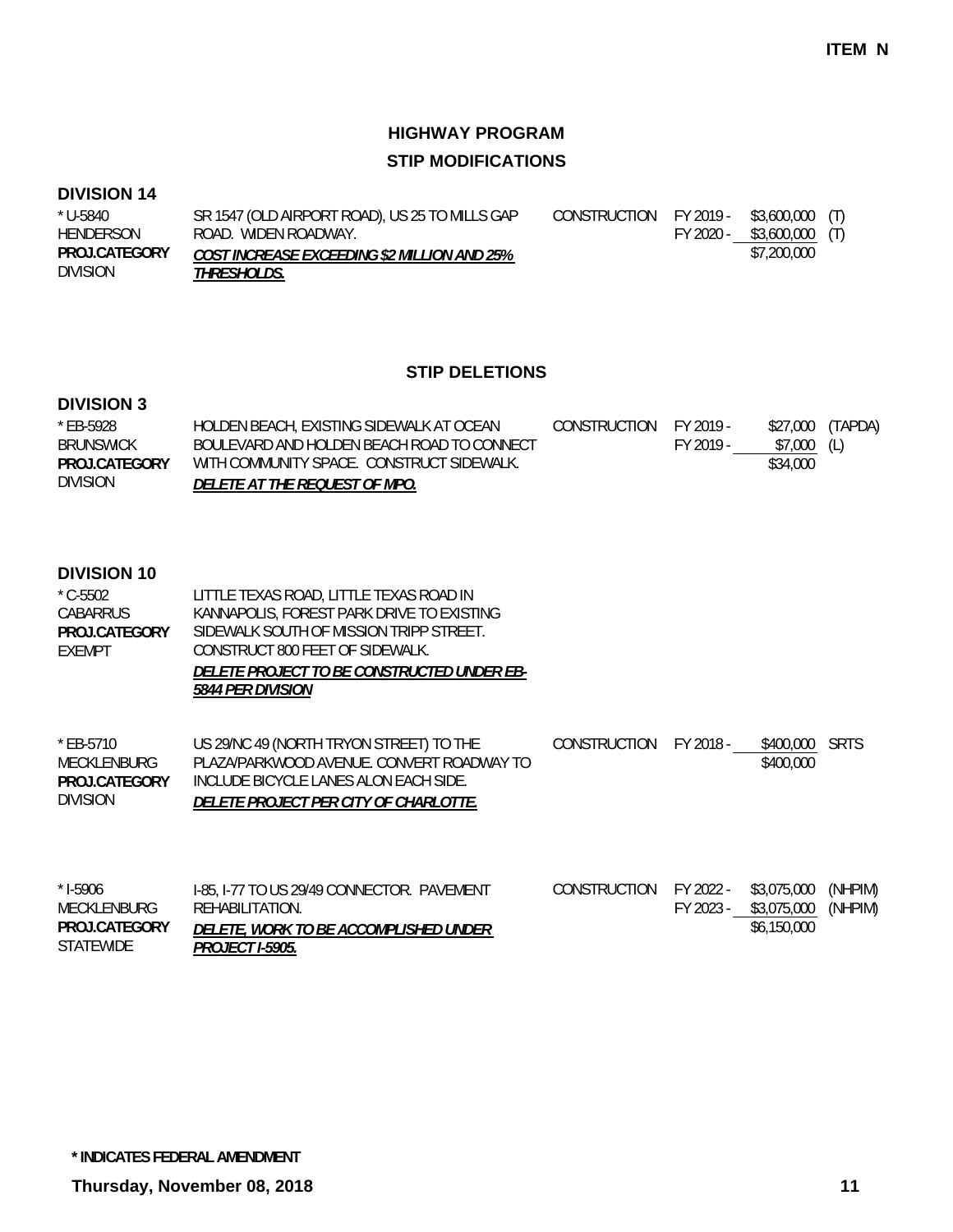ITEM N

# HIGHWAY PROGRAM

## STIP MODIFICATIONS

### DIVISION 14

| | | | | | |
|---|---|---|---|---|---|
| * U-5840<br>HENDERSON<br>**PROJ.CATEGORY**<br>DIVISION | SR 1547 (OLD AIRPORT ROAD), US 25 TO MILLS GAP ROAD. WIDEN ROADWAY.<br>***COST INCREASE EXCEEDING $2 MILLION AND 25% THRESHOLDS.*** | CONSTRUCTION | FY 2019 -<br>FY 2020 - | $3,600,000<br>$3,600,000<br>$7,200,000 | (T)<br>(T) |

## STIP DELETIONS

### DIVISION 3

| | | | | | |
|---|---|---|---|---|---|
| * EB-5928<br>BRUNSWICK<br>**PROJ.CATEGORY**<br>DIVISION | HOLDEN BEACH, EXISTING SIDEWALK AT OCEAN BOULEVARD AND HOLDEN BEACH ROAD TO CONNECT WITH COMMUNITY SPACE. CONSTRUCT SIDEWALK.<br>***DELETE AT THE REQUEST OF MPO.*** | CONSTRUCTION | FY 2019 -<br>FY 2019 - | $27,000<br>$7,000<br>$34,000 | (TAPDA)<br>(L) |

### DIVISION 10

| | | | | | |
|---|---|---|---|---|---|
| * C-5502<br>CABARRUS<br>**PROJ.CATEGORY**<br>EXEMPT | LITTLE TEXAS ROAD, LITTLE TEXAS ROAD IN KANNAPOLIS, FOREST PARK DRIVE TO EXISTING SIDEWALK SOUTH OF MISSION TRIPP STREET. CONSTRUCT 800 FEET OF SIDEWALK.<br>***DELETE PROJECT TO BE CONSTRUCTED UNDER EB-5844 PER DIVISION*** | | | | |
| * EB-5710<br>MECKLENBURG<br>**PROJ.CATEGORY**<br>DIVISION | US 29/NC 49 (NORTH TRYON STREET) TO THE PLAZA/PARKWOOD AVENUE. CONVERT ROADWAY TO INCLUDE BICYCLE LANES ALON EACH SIDE.<br>***DELETE PROJECT PER CITY OF CHARLOTTE.*** | CONSTRUCTION | FY 2018 - | $400,000<br>$400,000 | SRTS |
| * I-5906<br>MECKLENBURG<br>**PROJ.CATEGORY**<br>STATEWIDE | I-85, I-77 TO US 29/49 CONNECTOR. PAVEMENT REHABILITATION.<br>***DELETE, WORK TO BE ACCOMPLISHED UNDER PROJECT I-5905.*** | CONSTRUCTION | FY 2022 -<br>FY 2023 - | $3,075,000<br>$3,075,000<br>$6,150,000 | (NHPIM)<br>(NHPIM) |

**\* INDICATES FEDERAL AMENDMENT**

**Thursday, November 08, 2018**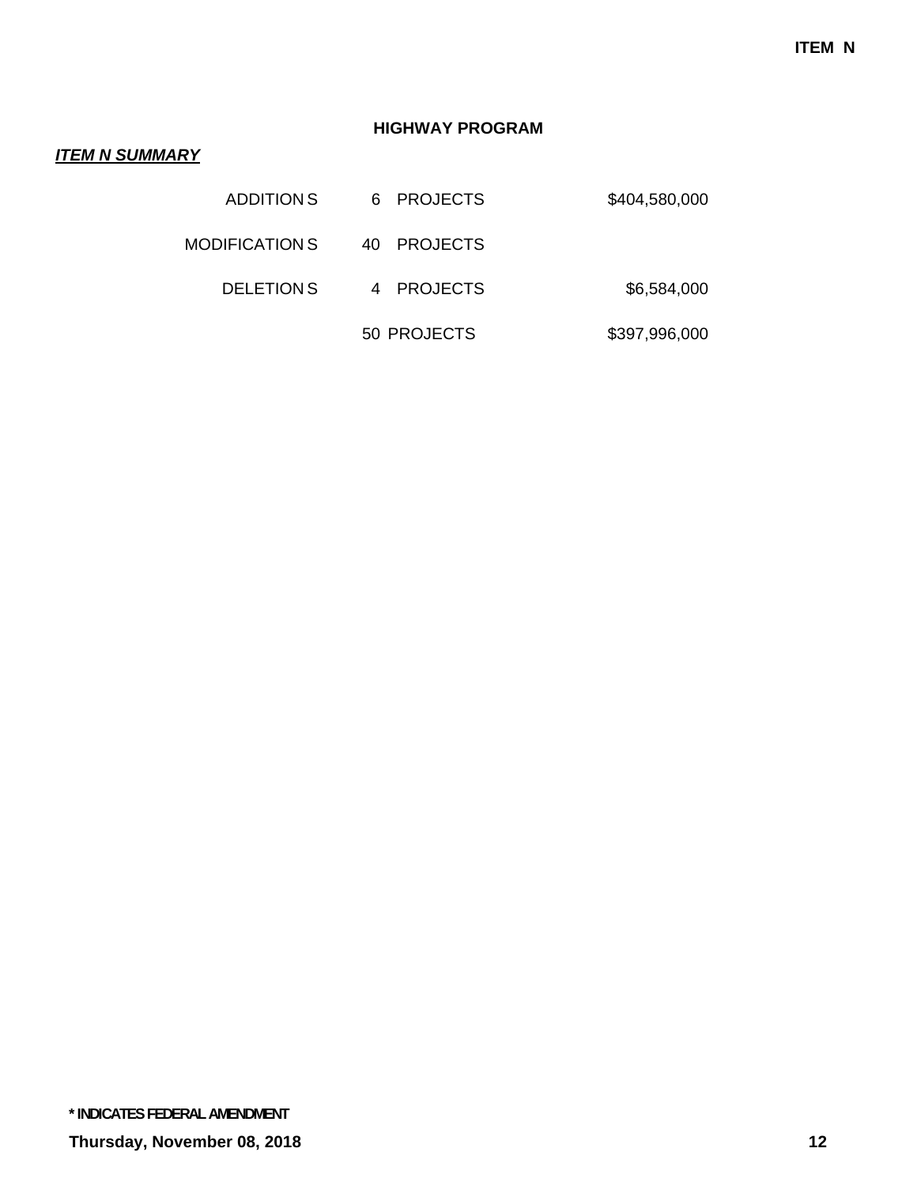ITEM N

## HIGHWAY PROGRAM

***ITEM N SUMMARY***

| | | |
|---|---|---|
| ADDITIONS | 6 PROJECTS | $404,580,000 |
| MODIFICATIONS | 40 PROJECTS | |
| DELETIONS | 4 PROJECTS | $6,584,000 |
| | 50 PROJECTS | $397,996,000 |

**\* INDICATES FEDERAL AMENDMENT**

**Thursday, November 08, 2018**